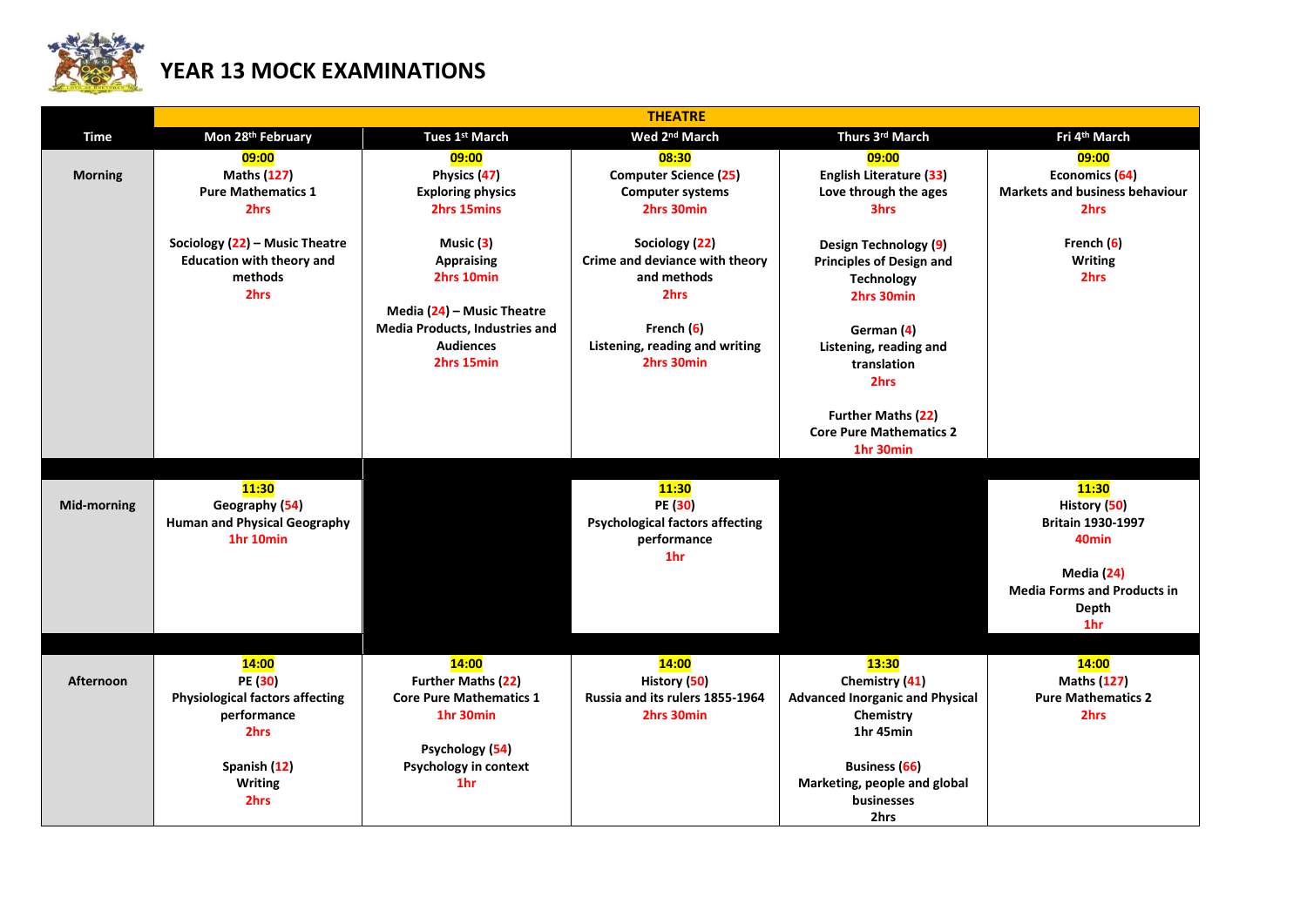# YEAR 13 MOCK EXAMINATIONS

| Time | THEATRE | | | | |
|---|---|---|---|---|---|
| | Mon 28th February | Tues 1st March | Wed 2nd March | Thurs 3rd March | Fri 4th March |
| **Morning** | **09:00**<br>Maths (127)<br>Pure Mathematics 1<br>2hrs<br><br>Sociology (22) – Music Theatre<br>Education with theory and methods<br>2hrs | **09:00**<br>Physics (47)<br>Exploring physics<br>2hrs 15mins<br><br>Music (3)<br>Appraising<br>2hrs 10min<br><br>Media (24) – Music Theatre<br>Media Products, Industries and Audiences<br>2hrs 15min | **08:30**<br>Computer Science (25)<br>Computer systems<br>2hrs 30min<br><br>Sociology (22)<br>Crime and deviance with theory and methods<br>2hrs<br><br>French (6)<br>Listening, reading and writing<br>2hrs 30min | **09:00**<br>English Literature (33)<br>Love through the ages<br>3hrs<br><br>Design Technology (9)<br>Principles of Design and Technology<br>2hrs 30min<br><br>German (4)<br>Listening, reading and translation<br>2hrs<br><br>Further Maths (22)<br>Core Pure Mathematics 2<br>1hr 30min | **09:00**<br>Economics (64)<br>Markets and business behaviour<br>2hrs<br><br>French (6)<br>Writing<br>2hrs |
| **Mid-morning** | **11:30**<br>Geography (54)<br>Human and Physical Geography<br>1hr 10min | | **11:30**<br>PE (30)<br>Psychological factors affecting performance<br>1hr | | **11:30**<br>History (50)<br>Britain 1930-1997<br>40min<br><br>Media (24)<br>Media Forms and Products in Depth<br>1hr |
| **Afternoon** | **14:00**<br>PE (30)<br>Physiological factors affecting performance<br>2hrs<br><br>Spanish (12)<br>Writing<br>2hrs | **14:00**<br>Further Maths (22)<br>Core Pure Mathematics 1<br>1hr 30min<br><br>Psychology (54)<br>Psychology in context<br>1hr | **14:00**<br>History (50)<br>Russia and its rulers 1855-1964<br>2hrs 30min | **13:30**<br>Chemistry (41)<br>Advanced Inorganic and Physical Chemistry<br>1hr 45min<br><br>Business (66)<br>Marketing, people and global businesses<br>2hrs | **14:00**<br>Maths (127)<br>Pure Mathematics 2<br>2hrs |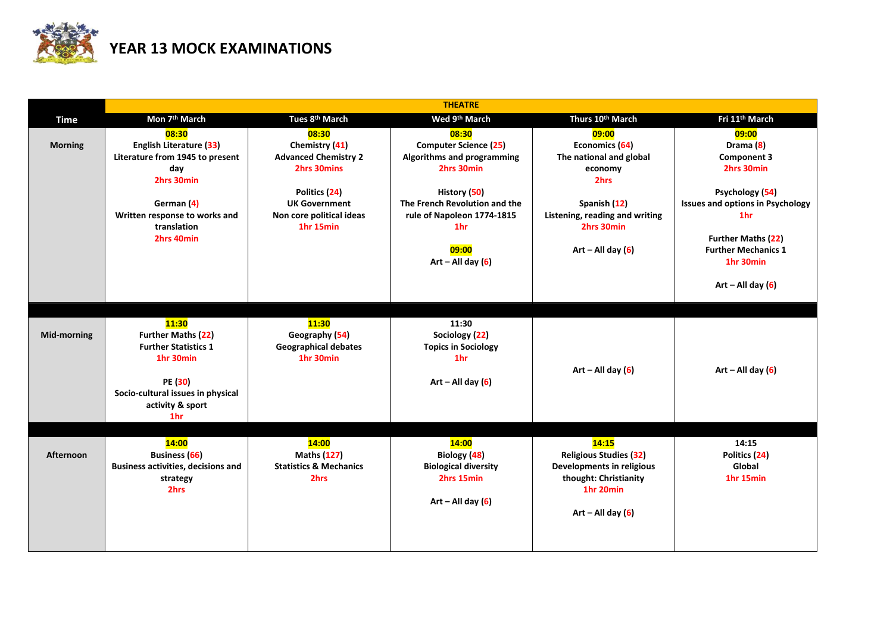# YEAR 13 MOCK EXAMINATIONS

| Time | Mon 7th March | Tues 8th March | Wed 9th March | Thurs 10th March | Fri 11th March |
|---|---|---|---|---|---|
| | THEATRE | | | | |
| Morning | 08:30<br>English Literature (33)<br>Literature from 1945 to present day<br>2hrs 30min<br><br>German (4)<br>Written response to works and translation<br>2hrs 40min | 08:30<br>Chemistry (41)<br>Advanced Chemistry 2<br>2hrs 30mins<br><br>Politics (24)<br>UK Government<br>Non core political ideas<br>1hr 15min | 08:30<br>Computer Science (25)<br>Algorithms and programming<br>2hrs 30min<br><br>History (50)<br>The French Revolution and the rule of Napoleon 1774-1815<br>1hr<br><br>09:00<br>Art – All day (6) | 09:00<br>Economics (64)<br>The national and global economy<br>2hrs<br><br>Spanish (12)<br>Listening, reading and writing<br>2hrs 30min<br><br>Art – All day (6) | 09:00<br>Drama (8)<br>Component 3<br>2hrs 30min<br><br>Psychology (54)<br>Issues and options in Psychology<br>1hr<br><br>Further Maths (22)<br>Further Mechanics 1<br>1hr 30min<br><br>Art – All day (6) |
| Mid-morning | 11:30<br>Further Maths (22)<br>Further Statistics 1<br>1hr 30min<br><br>PE (30)<br>Socio-cultural issues in physical activity & sport<br>1hr | 11:30<br>Geography (54)<br>Geographical debates<br>1hr 30min | 11:30<br>Sociology (22)<br>Topics in Sociology<br>1hr<br><br>Art – All day (6) | Art – All day (6) | Art – All day (6) |
| Afternoon | 14:00<br>Business (66)<br>Business activities, decisions and strategy<br>2hrs | 14:00<br>Maths (127)<br>Statistics & Mechanics<br>2hrs | 14:00<br>Biology (48)<br>Biological diversity<br>2hrs 15min<br><br>Art – All day (6) | 14:15<br>Religious Studies (32)<br>Developments in religious thought: Christianity<br>1hr 20min<br><br>Art – All day (6) | 14:15<br>Politics (24)<br>Global<br>1hr 15min |